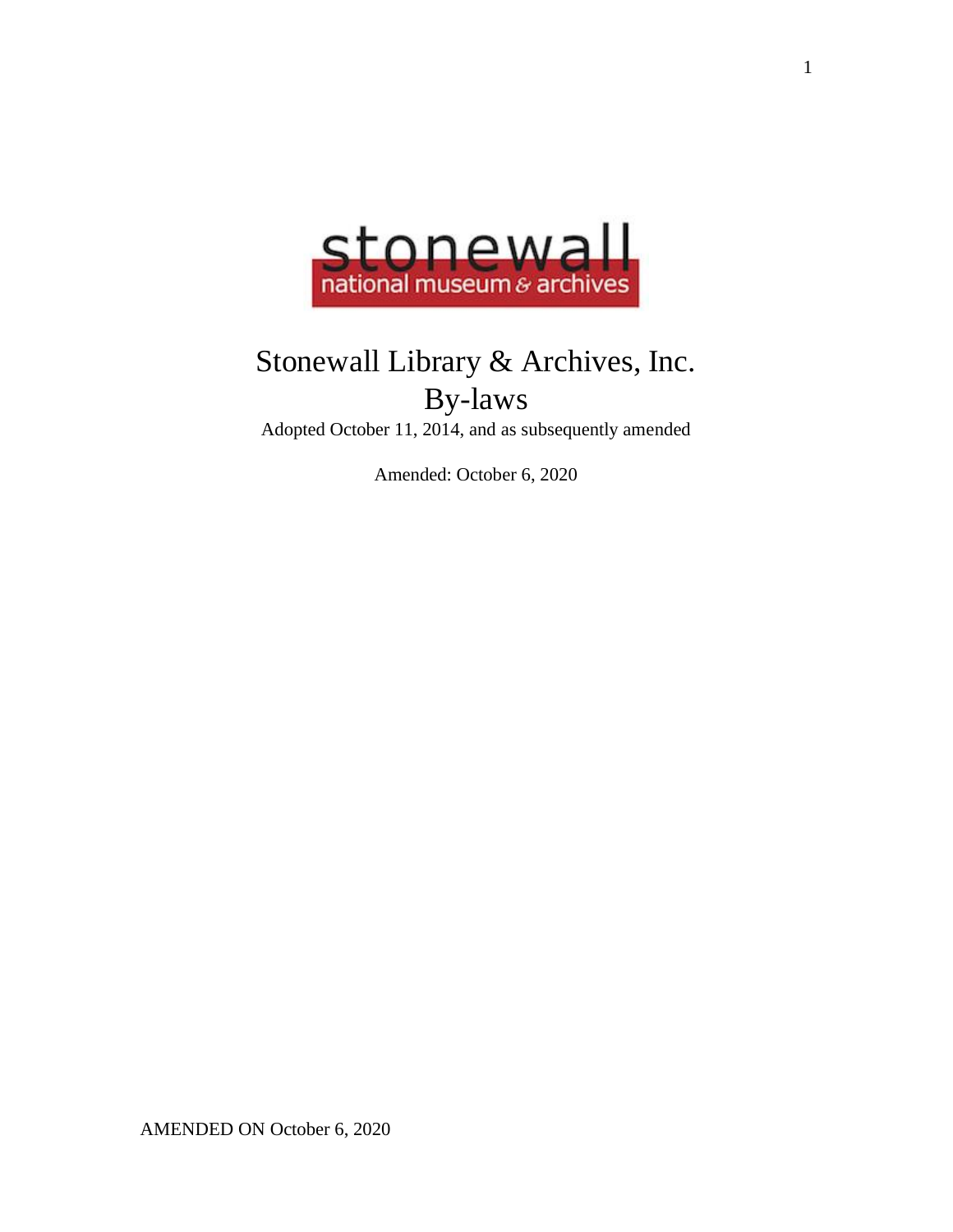stonewall
national museum & archives

# Stonewall Library & Archives, Inc.
# By-laws

Adopted October 11, 2014, and as subsequently amended

Amended: October 6, 2020

AMENDED ON October 6, 2020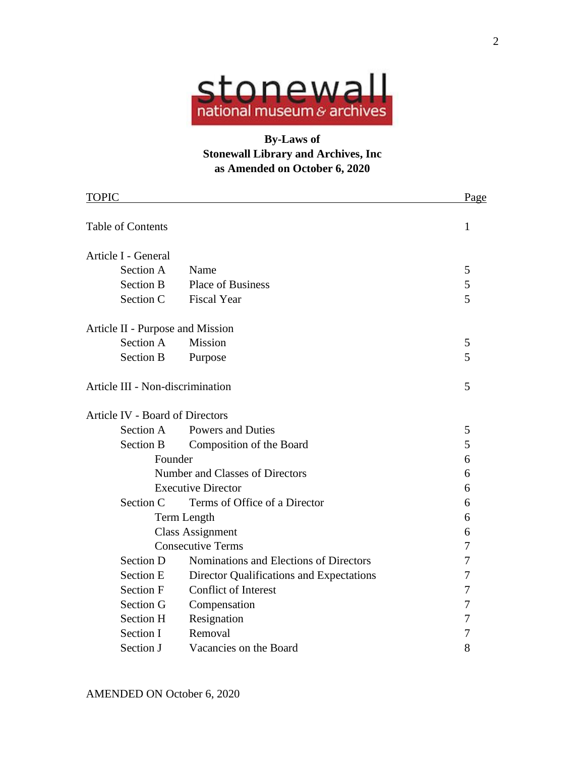stonewall
national museum & archives

**By-Laws of**
**Stonewall Library and Archives, Inc**
**as Amended on October 6, 2020**

| TOPIC | | Page |
|---|---|---|
| Table of Contents | | 1 |
| Article I - General | | |
| Section A | Name | 5 |
| Section B | Place of Business | 5 |
| Section C | Fiscal Year | 5 |
| Article II - Purpose and Mission | | |
| Section A | Mission | 5 |
| Section B | Purpose | 5 |
| Article III - Non-discrimination | | 5 |
| Article IV - Board of Directors | | |
| Section A | Powers and Duties | 5 |
| Section B | Composition of the Board | 5 |
| | Founder | 6 |
| | Number and Classes of Directors | 6 |
| | Executive Director | 6 |
| Section C | Terms of Office of a Director | 6 |
| | Term Length | 6 |
| | Class Assignment | 6 |
| | Consecutive Terms | 7 |
| Section D | Nominations and Elections of Directors | 7 |
| Section E | Director Qualifications and Expectations | 7 |
| Section F | Conflict of Interest | 7 |
| Section G | Compensation | 7 |
| Section H | Resignation | 7 |
| Section I | Removal | 7 |
| Section J | Vacancies on the Board | 8 |

AMENDED ON October 6, 2020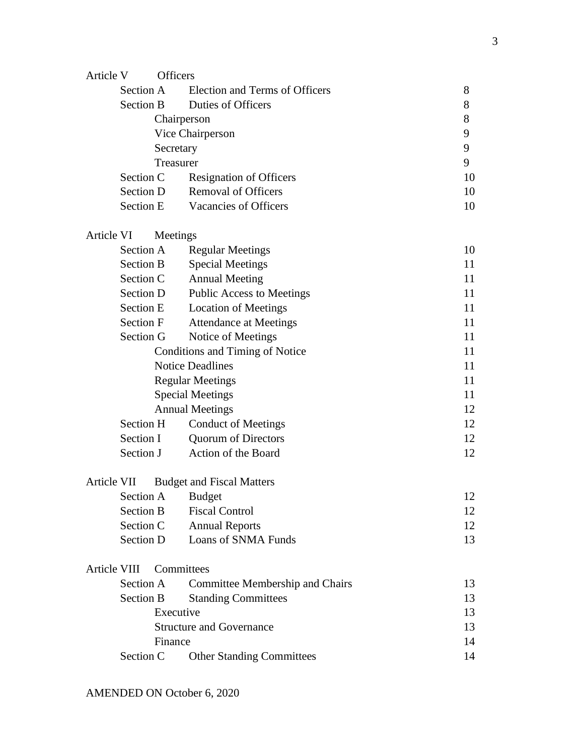| | | | Page |
|---|---|---|---|
| Article V | Officers | | |
| | Section A | Election and Terms of Officers | 8 |
| | Section B | Duties of Officers | 8 |
| | | Chairperson | 8 |
| | | Vice Chairperson | 9 |
| | | Secretary | 9 |
| | | Treasurer | 9 |
| | Section C | Resignation of Officers | 10 |
| | Section D | Removal of Officers | 10 |
| | Section E | Vacancies of Officers | 10 |
| Article VI | Meetings | | |
| | Section A | Regular Meetings | 10 |
| | Section B | Special Meetings | 11 |
| | Section C | Annual Meeting | 11 |
| | Section D | Public Access to Meetings | 11 |
| | Section E | Location of Meetings | 11 |
| | Section F | Attendance at Meetings | 11 |
| | Section G | Notice of Meetings | 11 |
| | | Conditions and Timing of Notice | 11 |
| | | Notice Deadlines | 11 |
| | | Regular Meetings | 11 |
| | | Special Meetings | 11 |
| | | Annual Meetings | 12 |
| | Section H | Conduct of Meetings | 12 |
| | Section I | Quorum of Directors | 12 |
| | Section J | Action of the Board | 12 |
| Article VII | Budget and Fiscal Matters | | |
| | Section A | Budget | 12 |
| | Section B | Fiscal Control | 12 |
| | Section C | Annual Reports | 12 |
| | Section D | Loans of SNMA Funds | 13 |
| Article VIII | Committees | | |
| | Section A | Committee Membership and Chairs | 13 |
| | Section B | Standing Committees | 13 |
| | | Executive | 13 |
| | | Structure and Governance | 13 |
| | | Finance | 14 |
| | Section C | Other Standing Committees | 14 |

AMENDED ON October 6, 2020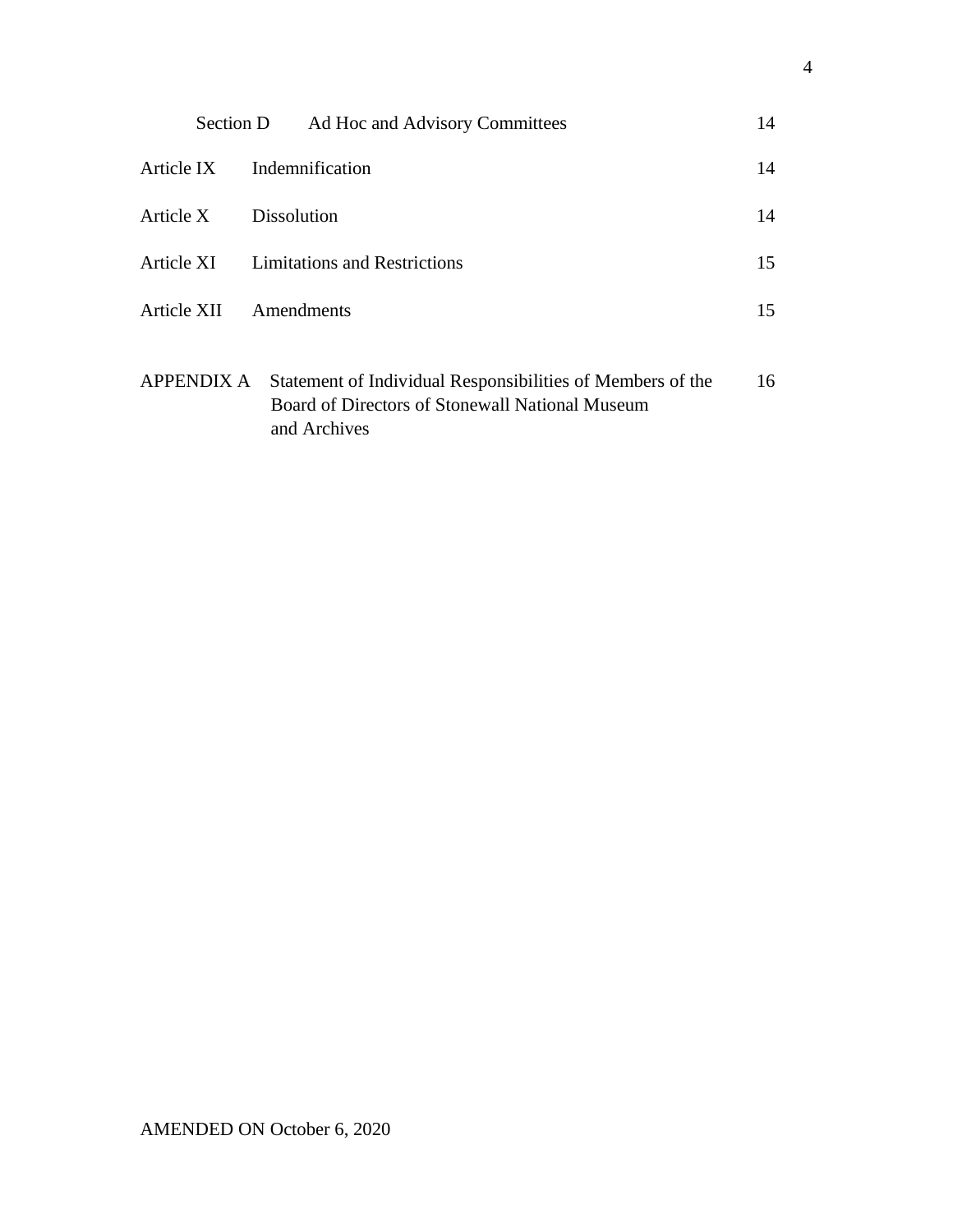| | | |
|---|---|---|
| Section D | Ad Hoc and Advisory Committees | 14 |
| Article IX | Indemnification | 14 |
| Article X | Dissolution | 14 |
| Article XI | Limitations and Restrictions | 15 |
| Article XII | Amendments | 15 |
| APPENDIX A | Statement of Individual Responsibilities of Members of the Board of Directors of Stonewall National Museum and Archives | 16 |

AMENDED ON October 6, 2020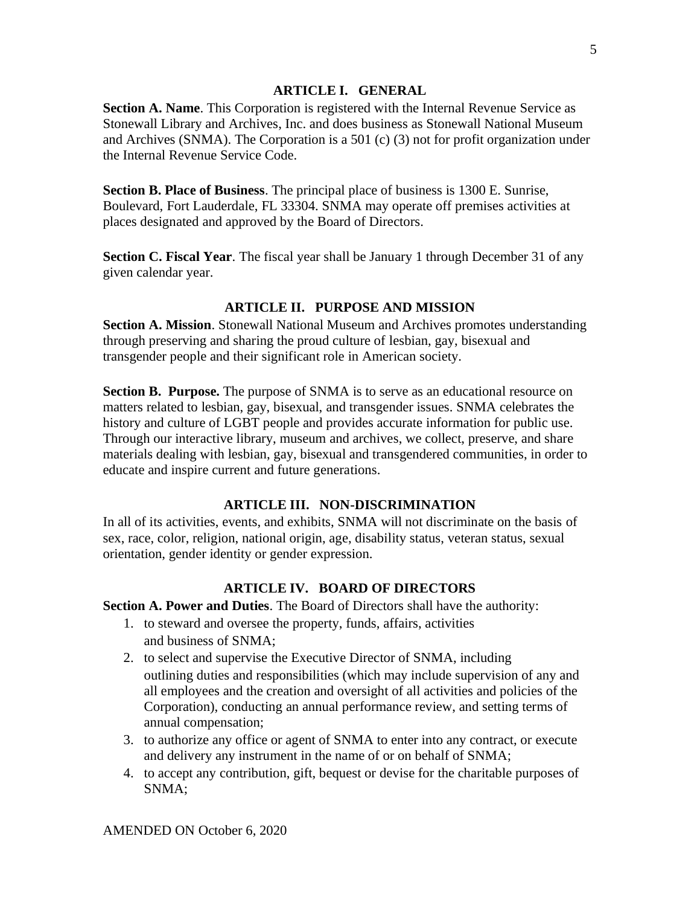## ARTICLE I. GENERAL

**Section A. Name**. This Corporation is registered with the Internal Revenue Service as Stonewall Library and Archives, Inc. and does business as Stonewall National Museum and Archives (SNMA). The Corporation is a 501 (c) (3) not for profit organization under the Internal Revenue Service Code.

**Section B. Place of Business**. The principal place of business is 1300 E. Sunrise, Boulevard, Fort Lauderdale, FL 33304. SNMA may operate off premises activities at places designated and approved by the Board of Directors.

**Section C. Fiscal Year**. The fiscal year shall be January 1 through December 31 of any given calendar year.

## ARTICLE II. PURPOSE AND MISSION

**Section A. Mission**. Stonewall National Museum and Archives promotes understanding through preserving and sharing the proud culture of lesbian, gay, bisexual and transgender people and their significant role in American society.

**Section B. Purpose.** The purpose of SNMA is to serve as an educational resource on matters related to lesbian, gay, bisexual, and transgender issues. SNMA celebrates the history and culture of LGBT people and provides accurate information for public use. Through our interactive library, museum and archives, we collect, preserve, and share materials dealing with lesbian, gay, bisexual and transgendered communities, in order to educate and inspire current and future generations.

## ARTICLE III. NON-DISCRIMINATION

In all of its activities, events, and exhibits, SNMA will not discriminate on the basis of sex, race, color, religion, national origin, age, disability status, veteran status, sexual orientation, gender identity or gender expression.

## ARTICLE IV. BOARD OF DIRECTORS

**Section A. Power and Duties**. The Board of Directors shall have the authority:

1. to steward and oversee the property, funds, affairs, activities and business of SNMA;
2. to select and supervise the Executive Director of SNMA, including outlining duties and responsibilities (which may include supervision of any and all employees and the creation and oversight of all activities and policies of the Corporation), conducting an annual performance review, and setting terms of annual compensation;
3. to authorize any office or agent of SNMA to enter into any contract, or execute and delivery any instrument in the name of or on behalf of SNMA;
4. to accept any contribution, gift, bequest or devise for the charitable purposes of SNMA;

AMENDED ON October 6, 2020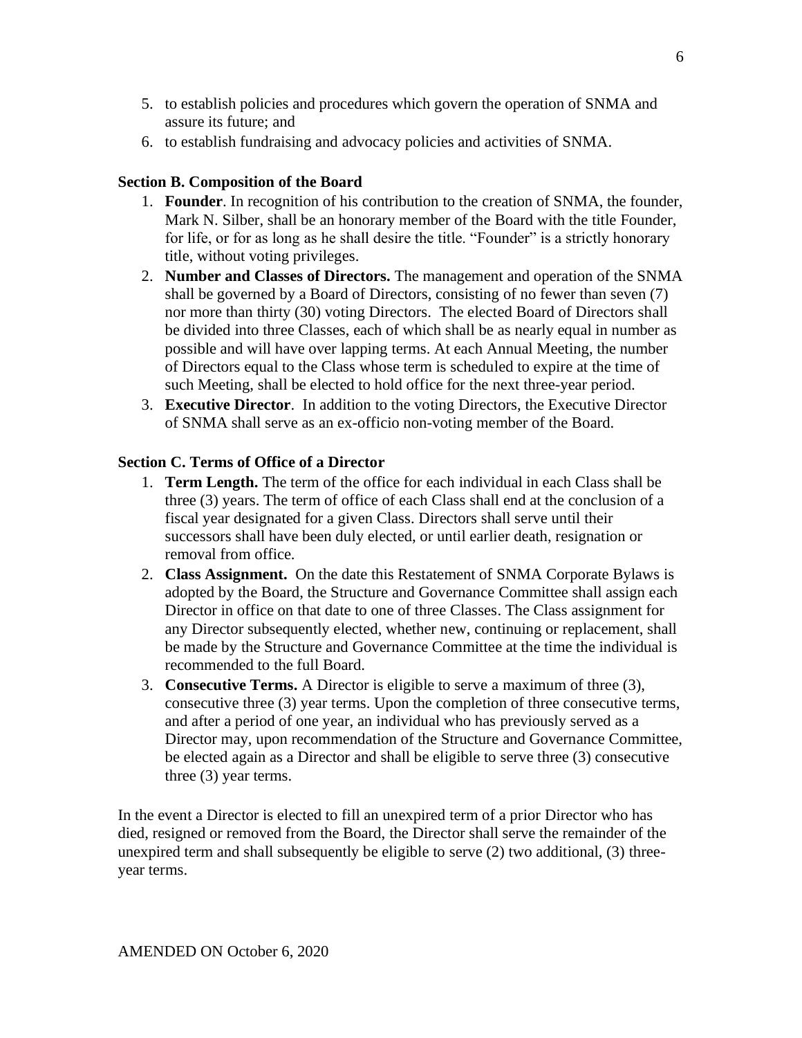5. to establish policies and procedures which govern the operation of SNMA and assure its future; and
6. to establish fundraising and advocacy policies and activities of SNMA.

**Section B. Composition of the Board**

1. **Founder**. In recognition of his contribution to the creation of SNMA, the founder, Mark N. Silber, shall be an honorary member of the Board with the title Founder, for life, or for as long as he shall desire the title. "Founder" is a strictly honorary title, without voting privileges.
2. **Number and Classes of Directors.** The management and operation of the SNMA shall be governed by a Board of Directors, consisting of no fewer than seven (7) nor more than thirty (30) voting Directors. The elected Board of Directors shall be divided into three Classes, each of which shall be as nearly equal in number as possible and will have over lapping terms. At each Annual Meeting, the number of Directors equal to the Class whose term is scheduled to expire at the time of such Meeting, shall be elected to hold office for the next three-year period.
3. **Executive Director**. In addition to the voting Directors, the Executive Director of SNMA shall serve as an ex-officio non-voting member of the Board.

**Section C. Terms of Office of a Director**

1. **Term Length.** The term of the office for each individual in each Class shall be three (3) years. The term of office of each Class shall end at the conclusion of a fiscal year designated for a given Class. Directors shall serve until their successors shall have been duly elected, or until earlier death, resignation or removal from office.
2. **Class Assignment.** On the date this Restatement of SNMA Corporate Bylaws is adopted by the Board, the Structure and Governance Committee shall assign each Director in office on that date to one of three Classes. The Class assignment for any Director subsequently elected, whether new, continuing or replacement, shall be made by the Structure and Governance Committee at the time the individual is recommended to the full Board.
3. **Consecutive Terms.** A Director is eligible to serve a maximum of three (3), consecutive three (3) year terms. Upon the completion of three consecutive terms, and after a period of one year, an individual who has previously served as a Director may, upon recommendation of the Structure and Governance Committee, be elected again as a Director and shall be eligible to serve three (3) consecutive three (3) year terms.

In the event a Director is elected to fill an unexpired term of a prior Director who has died, resigned or removed from the Board, the Director shall serve the remainder of the unexpired term and shall subsequently be eligible to serve (2) two additional, (3) three-year terms.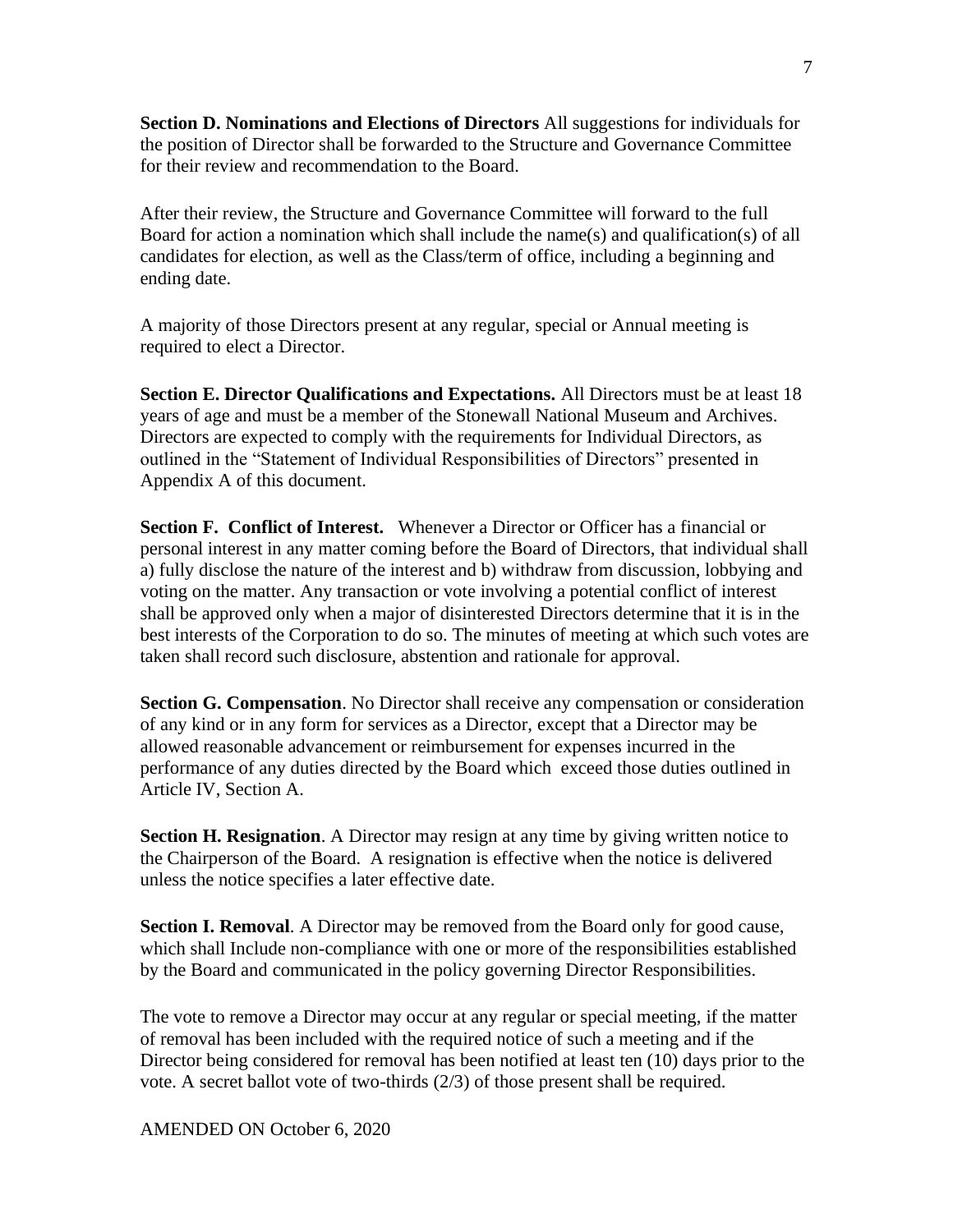**Section D. Nominations and Elections of Directors** All suggestions for individuals for the position of Director shall be forwarded to the Structure and Governance Committee for their review and recommendation to the Board.

After their review, the Structure and Governance Committee will forward to the full Board for action a nomination which shall include the name(s) and qualification(s) of all candidates for election, as well as the Class/term of office, including a beginning and ending date.

A majority of those Directors present at any regular, special or Annual meeting is required to elect a Director.

**Section E. Director Qualifications and Expectations.** All Directors must be at least 18 years of age and must be a member of the Stonewall National Museum and Archives. Directors are expected to comply with the requirements for Individual Directors, as outlined in the "Statement of Individual Responsibilities of Directors" presented in Appendix A of this document.

**Section F. Conflict of Interest.** Whenever a Director or Officer has a financial or personal interest in any matter coming before the Board of Directors, that individual shall a) fully disclose the nature of the interest and b) withdraw from discussion, lobbying and voting on the matter. Any transaction or vote involving a potential conflict of interest shall be approved only when a major of disinterested Directors determine that it is in the best interests of the Corporation to do so. The minutes of meeting at which such votes are taken shall record such disclosure, abstention and rationale for approval.

**Section G. Compensation**. No Director shall receive any compensation or consideration of any kind or in any form for services as a Director, except that a Director may be allowed reasonable advancement or reimbursement for expenses incurred in the performance of any duties directed by the Board which exceed those duties outlined in Article IV, Section A.

**Section H. Resignation**. A Director may resign at any time by giving written notice to the Chairperson of the Board. A resignation is effective when the notice is delivered unless the notice specifies a later effective date.

**Section I. Removal**. A Director may be removed from the Board only for good cause, which shall Include non-compliance with one or more of the responsibilities established by the Board and communicated in the policy governing Director Responsibilities.

The vote to remove a Director may occur at any regular or special meeting, if the matter of removal has been included with the required notice of such a meeting and if the Director being considered for removal has been notified at least ten (10) days prior to the vote. A secret ballot vote of two-thirds (2/3) of those present shall be required.

AMENDED ON October 6, 2020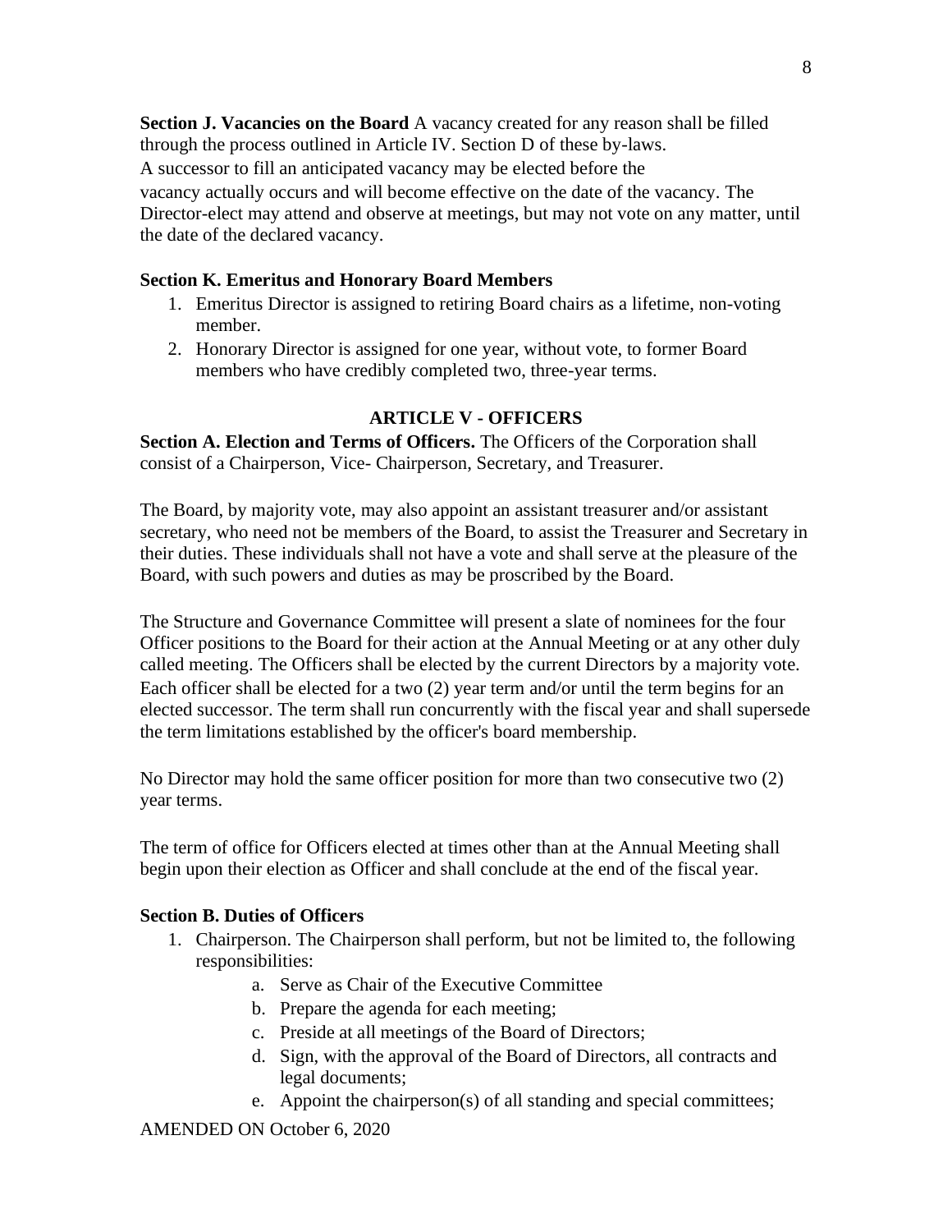**Section J. Vacancies on the Board** A vacancy created for any reason shall be filled through the process outlined in Article IV. Section D of these by-laws.
A successor to fill an anticipated vacancy may be elected before the vacancy actually occurs and will become effective on the date of the vacancy. The Director-elect may attend and observe at meetings, but may not vote on any matter, until the date of the declared vacancy.

**Section K. Emeritus and Honorary Board Members**

1. Emeritus Director is assigned to retiring Board chairs as a lifetime, non-voting member.
2. Honorary Director is assigned for one year, without vote, to former Board members who have credibly completed two, three-year terms.

## ARTICLE V - OFFICERS

**Section A. Election and Terms of Officers.** The Officers of the Corporation shall consist of a Chairperson, Vice- Chairperson, Secretary, and Treasurer.

The Board, by majority vote, may also appoint an assistant treasurer and/or assistant secretary, who need not be members of the Board, to assist the Treasurer and Secretary in their duties. These individuals shall not have a vote and shall serve at the pleasure of the Board, with such powers and duties as may be proscribed by the Board.

The Structure and Governance Committee will present a slate of nominees for the four Officer positions to the Board for their action at the Annual Meeting or at any other duly called meeting. The Officers shall be elected by the current Directors by a majority vote. Each officer shall be elected for a two (2) year term and/or until the term begins for an elected successor. The term shall run concurrently with the fiscal year and shall supersede the term limitations established by the officer's board membership.

No Director may hold the same officer position for more than two consecutive two (2) year terms.

The term of office for Officers elected at times other than at the Annual Meeting shall begin upon their election as Officer and shall conclude at the end of the fiscal year.

**Section B. Duties of Officers**

1. Chairperson. The Chairperson shall perform, but not be limited to, the following responsibilities:
    a. Serve as Chair of the Executive Committee
    b. Prepare the agenda for each meeting;
    c. Preside at all meetings of the Board of Directors;
    d. Sign, with the approval of the Board of Directors, all contracts and legal documents;
    e. Appoint the chairperson(s) of all standing and special committees;

AMENDED ON October 6, 2020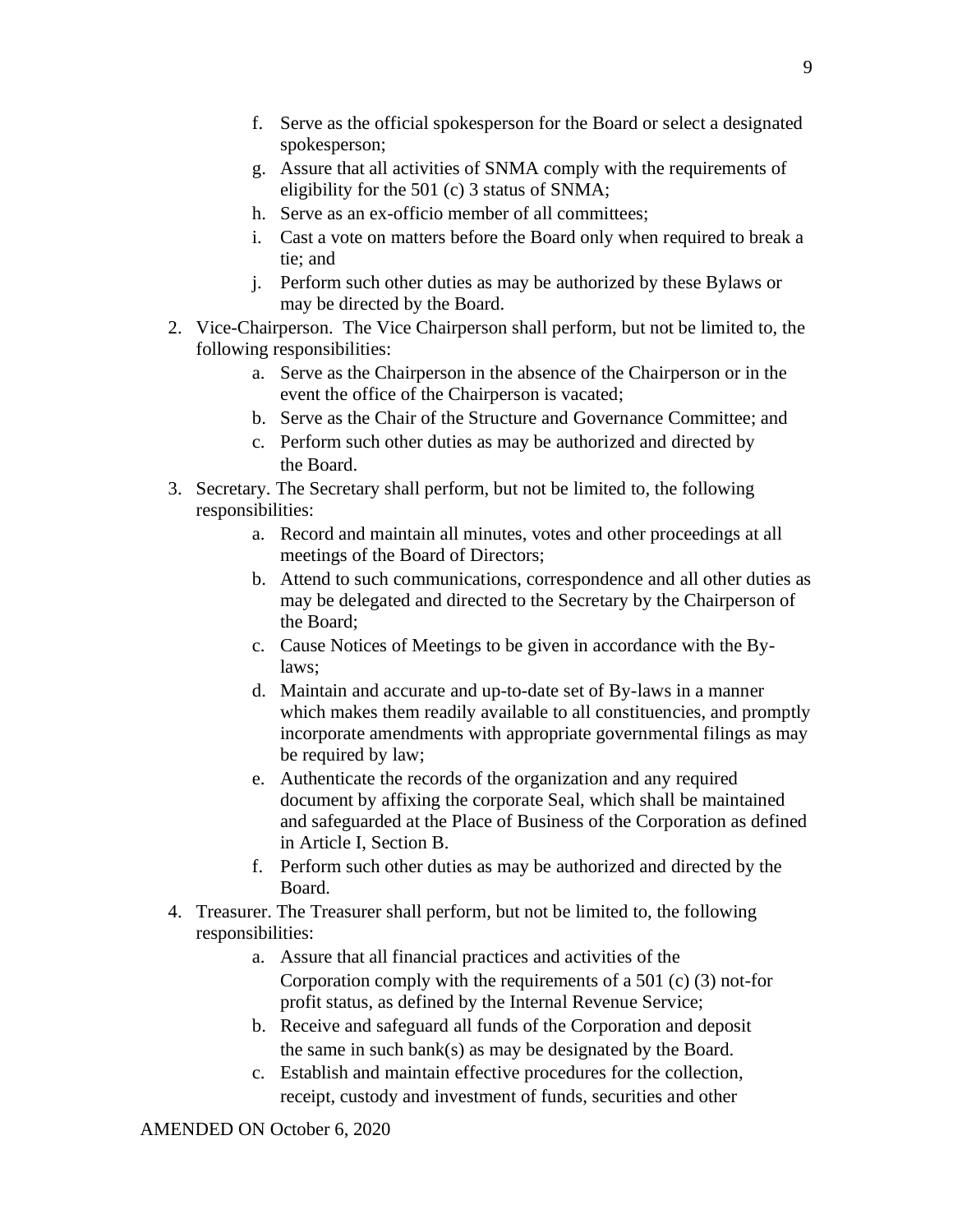f. Serve as the official spokesperson for the Board or select a designated spokesperson;
   g. Assure that all activities of SNMA comply with the requirements of eligibility for the 501 (c) 3 status of SNMA;
   h. Serve as an ex-officio member of all committees;
   i. Cast a vote on matters before the Board only when required to break a tie; and
   j. Perform such other duties as may be authorized by these Bylaws or may be directed by the Board.

2. Vice-Chairperson. The Vice Chairperson shall perform, but not be limited to, the following responsibilities:
   a. Serve as the Chairperson in the absence of the Chairperson or in the event the office of the Chairperson is vacated;
   b. Serve as the Chair of the Structure and Governance Committee; and
   c. Perform such other duties as may be authorized and directed by the Board.

3. Secretary. The Secretary shall perform, but not be limited to, the following responsibilities:
   a. Record and maintain all minutes, votes and other proceedings at all meetings of the Board of Directors;
   b. Attend to such communications, correspondence and all other duties as may be delegated and directed to the Secretary by the Chairperson of the Board;
   c. Cause Notices of Meetings to be given in accordance with the By-laws;
   d. Maintain and accurate and up-to-date set of By-laws in a manner which makes them readily available to all constituencies, and promptly incorporate amendments with appropriate governmental filings as may be required by law;
   e. Authenticate the records of the organization and any required document by affixing the corporate Seal, which shall be maintained and safeguarded at the Place of Business of the Corporation as defined in Article I, Section B.
   f. Perform such other duties as may be authorized and directed by the Board.

4. Treasurer. The Treasurer shall perform, but not be limited to, the following responsibilities:
   a. Assure that all financial practices and activities of the Corporation comply with the requirements of a 501 (c) (3) not-for profit status, as defined by the Internal Revenue Service;
   b. Receive and safeguard all funds of the Corporation and deposit the same in such bank(s) as may be designated by the Board.
   c. Establish and maintain effective procedures for the collection, receipt, custody and investment of funds, securities and other

AMENDED ON October 6, 2020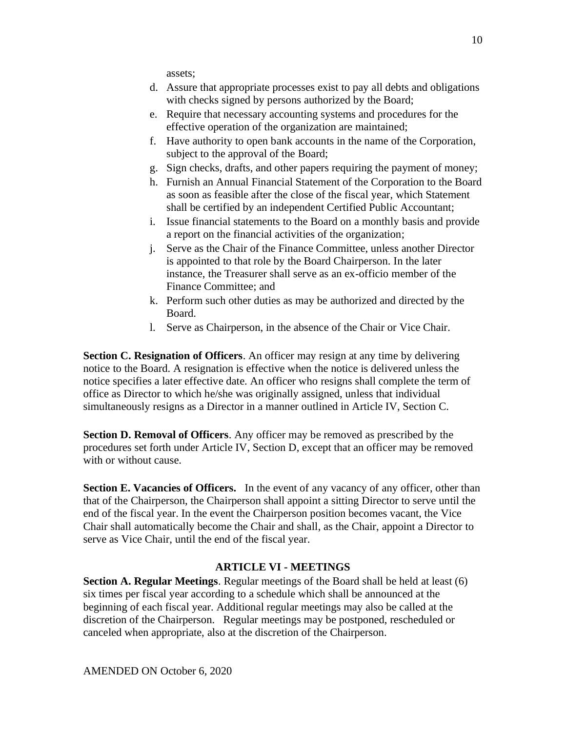assets;

d. Assure that appropriate processes exist to pay all debts and obligations with checks signed by persons authorized by the Board;
e. Require that necessary accounting systems and procedures for the effective operation of the organization are maintained;
f. Have authority to open bank accounts in the name of the Corporation, subject to the approval of the Board;
g. Sign checks, drafts, and other papers requiring the payment of money;
h. Furnish an Annual Financial Statement of the Corporation to the Board as soon as feasible after the close of the fiscal year, which Statement shall be certified by an independent Certified Public Accountant;
i. Issue financial statements to the Board on a monthly basis and provide a report on the financial activities of the organization;
j. Serve as the Chair of the Finance Committee, unless another Director is appointed to that role by the Board Chairperson. In the later instance, the Treasurer shall serve as an ex-officio member of the Finance Committee; and
k. Perform such other duties as may be authorized and directed by the Board.
l. Serve as Chairperson, in the absence of the Chair or Vice Chair.

**Section C. Resignation of Officers**. An officer may resign at any time by delivering notice to the Board. A resignation is effective when the notice is delivered unless the notice specifies a later effective date. An officer who resigns shall complete the term of office as Director to which he/she was originally assigned, unless that individual simultaneously resigns as a Director in a manner outlined in Article IV, Section C.

**Section D. Removal of Officers**. Any officer may be removed as prescribed by the procedures set forth under Article IV, Section D, except that an officer may be removed with or without cause.

**Section E. Vacancies of Officers.** In the event of any vacancy of any officer, other than that of the Chairperson, the Chairperson shall appoint a sitting Director to serve until the end of the fiscal year. In the event the Chairperson position becomes vacant, the Vice Chair shall automatically become the Chair and shall, as the Chair, appoint a Director to serve as Vice Chair, until the end of the fiscal year.

## ARTICLE VI - MEETINGS

**Section A. Regular Meetings**. Regular meetings of the Board shall be held at least (6) six times per fiscal year according to a schedule which shall be announced at the beginning of each fiscal year. Additional regular meetings may also be called at the discretion of the Chairperson. Regular meetings may be postponed, rescheduled or canceled when appropriate, also at the discretion of the Chairperson.

AMENDED ON October 6, 2020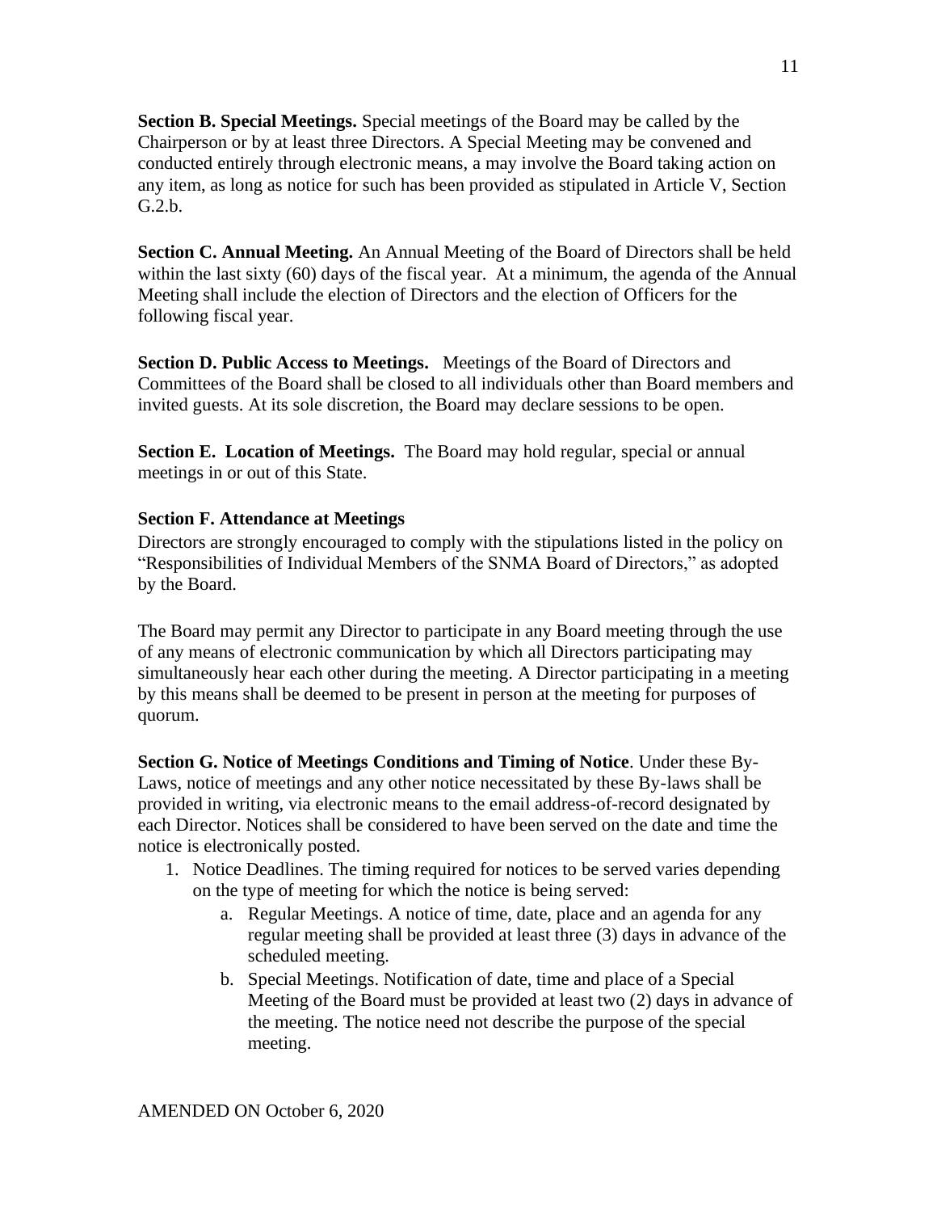**Section B. Special Meetings.** Special meetings of the Board may be called by the Chairperson or by at least three Directors. A Special Meeting may be convened and conducted entirely through electronic means, a may involve the Board taking action on any item, as long as notice for such has been provided as stipulated in Article V, Section G.2.b.

**Section C. Annual Meeting.** An Annual Meeting of the Board of Directors shall be held within the last sixty (60) days of the fiscal year. At a minimum, the agenda of the Annual Meeting shall include the election of Directors and the election of Officers for the following fiscal year.

**Section D. Public Access to Meetings.** Meetings of the Board of Directors and Committees of the Board shall be closed to all individuals other than Board members and invited guests. At its sole discretion, the Board may declare sessions to be open.

**Section E. Location of Meetings.** The Board may hold regular, special or annual meetings in or out of this State.

**Section F. Attendance at Meetings**

Directors are strongly encouraged to comply with the stipulations listed in the policy on "Responsibilities of Individual Members of the SNMA Board of Directors," as adopted by the Board.

The Board may permit any Director to participate in any Board meeting through the use of any means of electronic communication by which all Directors participating may simultaneously hear each other during the meeting. A Director participating in a meeting by this means shall be deemed to be present in person at the meeting for purposes of quorum.

**Section G. Notice of Meetings Conditions and Timing of Notice**. Under these By-Laws, notice of meetings and any other notice necessitated by these By-laws shall be provided in writing, via electronic means to the email address-of-record designated by each Director. Notices shall be considered to have been served on the date and time the notice is electronically posted.

1. Notice Deadlines. The timing required for notices to be served varies depending on the type of meeting for which the notice is being served:
    a. Regular Meetings. A notice of time, date, place and an agenda for any regular meeting shall be provided at least three (3) days in advance of the scheduled meeting.
    b. Special Meetings. Notification of date, time and place of a Special Meeting of the Board must be provided at least two (2) days in advance of the meeting. The notice need not describe the purpose of the special meeting.

AMENDED ON October 6, 2020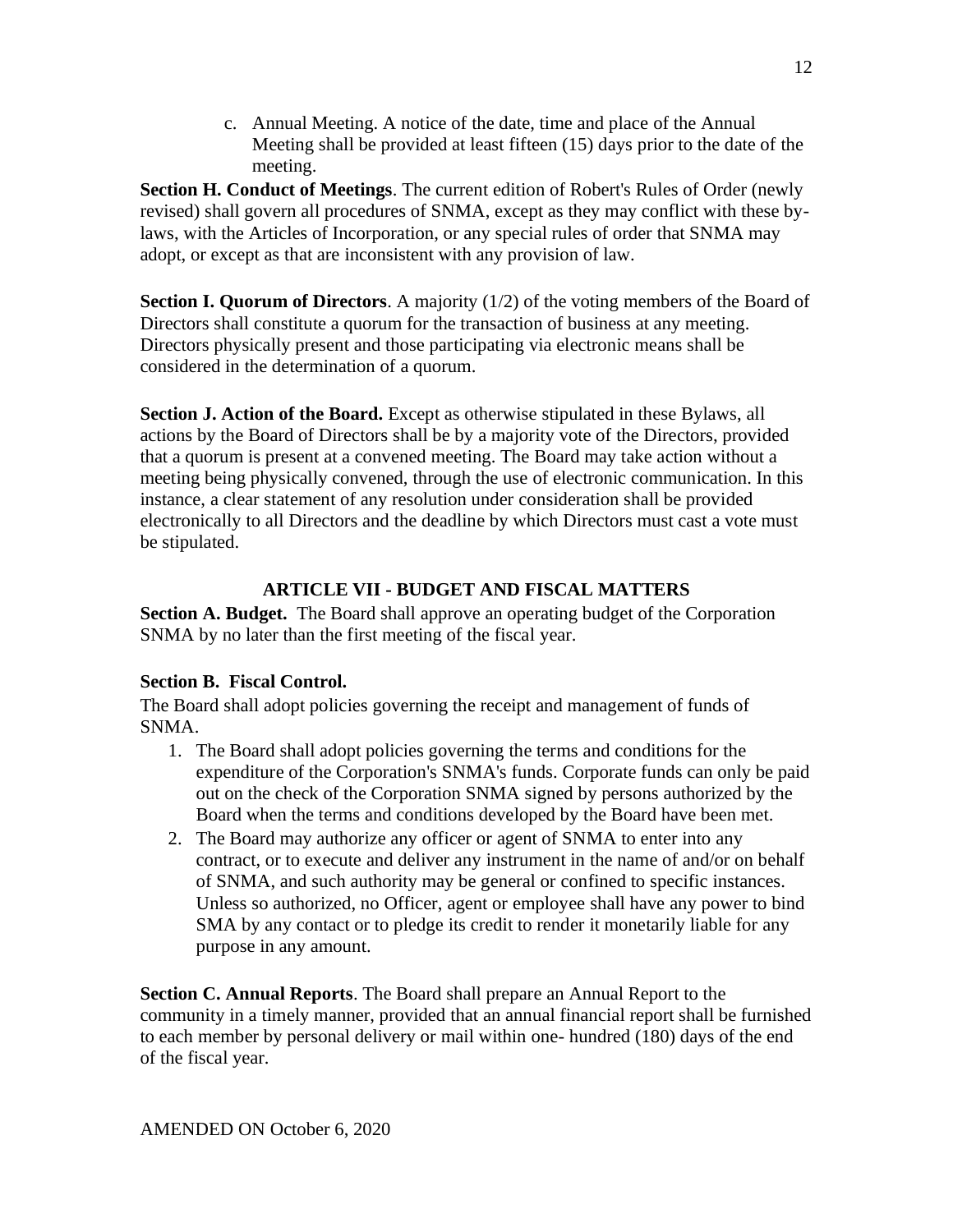c. Annual Meeting. A notice of the date, time and place of the Annual Meeting shall be provided at least fifteen (15) days prior to the date of the meeting.

**Section H. Conduct of Meetings**. The current edition of Robert's Rules of Order (newly revised) shall govern all procedures of SNMA, except as they may conflict with these by-laws, with the Articles of Incorporation, or any special rules of order that SNMA may adopt, or except as that are inconsistent with any provision of law.

**Section I. Quorum of Directors**. A majority (1/2) of the voting members of the Board of Directors shall constitute a quorum for the transaction of business at any meeting. Directors physically present and those participating via electronic means shall be considered in the determination of a quorum.

**Section J. Action of the Board.** Except as otherwise stipulated in these Bylaws, all actions by the Board of Directors shall be by a majority vote of the Directors, provided that a quorum is present at a convened meeting. The Board may take action without a meeting being physically convened, through the use of electronic communication. In this instance, a clear statement of any resolution under consideration shall be provided electronically to all Directors and the deadline by which Directors must cast a vote must be stipulated.

## ARTICLE VII - BUDGET AND FISCAL MATTERS

**Section A. Budget.** The Board shall approve an operating budget of the Corporation SNMA by no later than the first meeting of the fiscal year.

**Section B. Fiscal Control.**

The Board shall adopt policies governing the receipt and management of funds of SNMA.

1. The Board shall adopt policies governing the terms and conditions for the expenditure of the Corporation's SNMA's funds. Corporate funds can only be paid out on the check of the Corporation SNMA signed by persons authorized by the Board when the terms and conditions developed by the Board have been met.
2. The Board may authorize any officer or agent of SNMA to enter into any contract, or to execute and deliver any instrument in the name of and/or on behalf of SNMA, and such authority may be general or confined to specific instances. Unless so authorized, no Officer, agent or employee shall have any power to bind SMA by any contact or to pledge its credit to render it monetarily liable for any purpose in any amount.

**Section C. Annual Reports**. The Board shall prepare an Annual Report to the community in a timely manner, provided that an annual financial report shall be furnished to each member by personal delivery or mail within one- hundred (180) days of the end of the fiscal year.

AMENDED ON October 6, 2020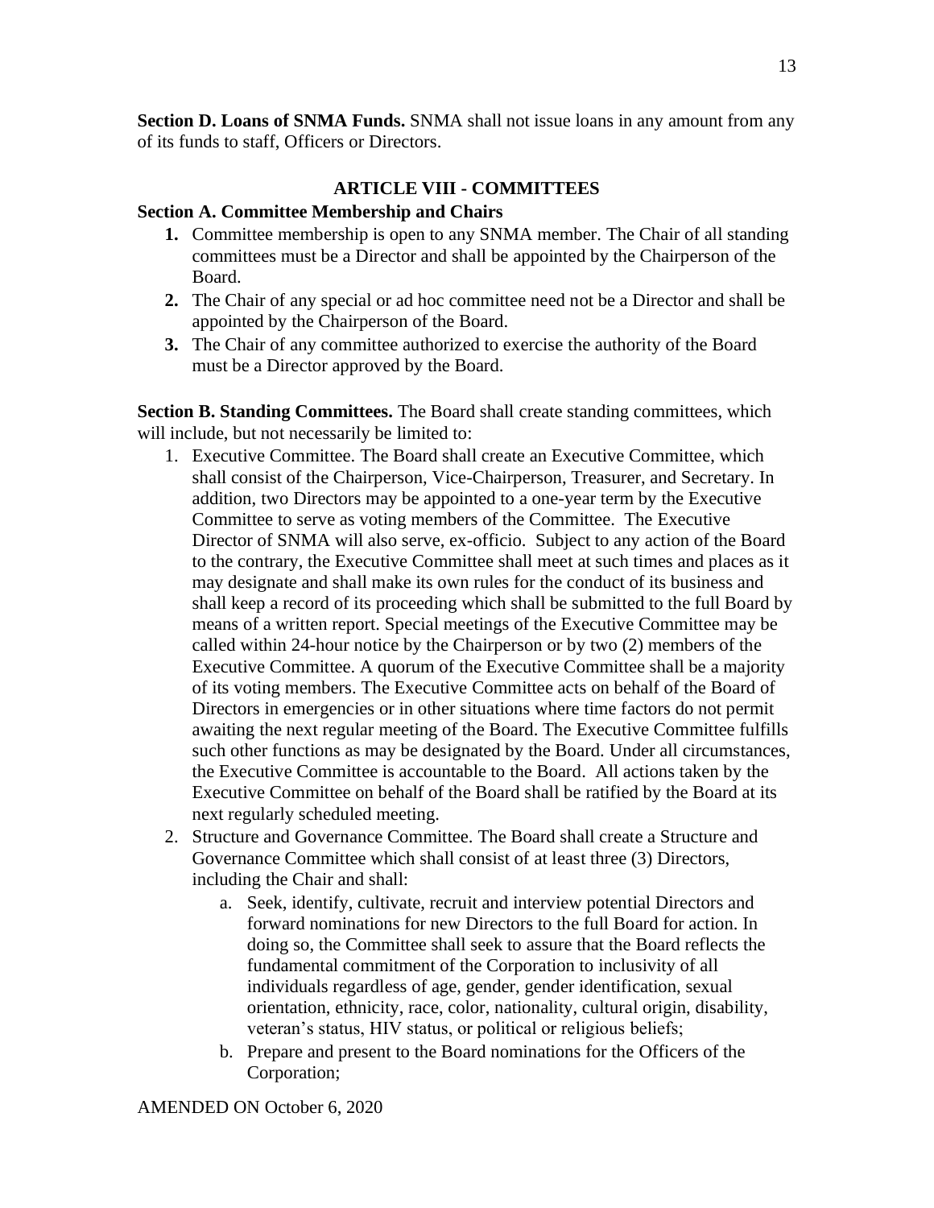**Section D. Loans of SNMA Funds.** SNMA shall not issue loans in any amount from any of its funds to staff, Officers or Directors.

## ARTICLE VIII - COMMITTEES

**Section A. Committee Membership and Chairs**

1. Committee membership is open to any SNMA member. The Chair of all standing committees must be a Director and shall be appointed by the Chairperson of the Board.
2. The Chair of any special or ad hoc committee need not be a Director and shall be appointed by the Chairperson of the Board.
3. The Chair of any committee authorized to exercise the authority of the Board must be a Director approved by the Board.

**Section B. Standing Committees.** The Board shall create standing committees, which will include, but not necessarily be limited to:

1. Executive Committee. The Board shall create an Executive Committee, which shall consist of the Chairperson, Vice-Chairperson, Treasurer, and Secretary. In addition, two Directors may be appointed to a one-year term by the Executive Committee to serve as voting members of the Committee. The Executive Director of SNMA will also serve, ex-officio. Subject to any action of the Board to the contrary, the Executive Committee shall meet at such times and places as it may designate and shall make its own rules for the conduct of its business and shall keep a record of its proceeding which shall be submitted to the full Board by means of a written report. Special meetings of the Executive Committee may be called within 24-hour notice by the Chairperson or by two (2) members of the Executive Committee. A quorum of the Executive Committee shall be a majority of its voting members. The Executive Committee acts on behalf of the Board of Directors in emergencies or in other situations where time factors do not permit awaiting the next regular meeting of the Board. The Executive Committee fulfills such other functions as may be designated by the Board. Under all circumstances, the Executive Committee is accountable to the Board. All actions taken by the Executive Committee on behalf of the Board shall be ratified by the Board at its next regularly scheduled meeting.
2. Structure and Governance Committee. The Board shall create a Structure and Governance Committee which shall consist of at least three (3) Directors, including the Chair and shall:
    a. Seek, identify, cultivate, recruit and interview potential Directors and forward nominations for new Directors to the full Board for action. In doing so, the Committee shall seek to assure that the Board reflects the fundamental commitment of the Corporation to inclusivity of all individuals regardless of age, gender, gender identification, sexual orientation, ethnicity, race, color, nationality, cultural origin, disability, veteran's status, HIV status, or political or religious beliefs;
    b. Prepare and present to the Board nominations for the Officers of the Corporation;

AMENDED ON October 6, 2020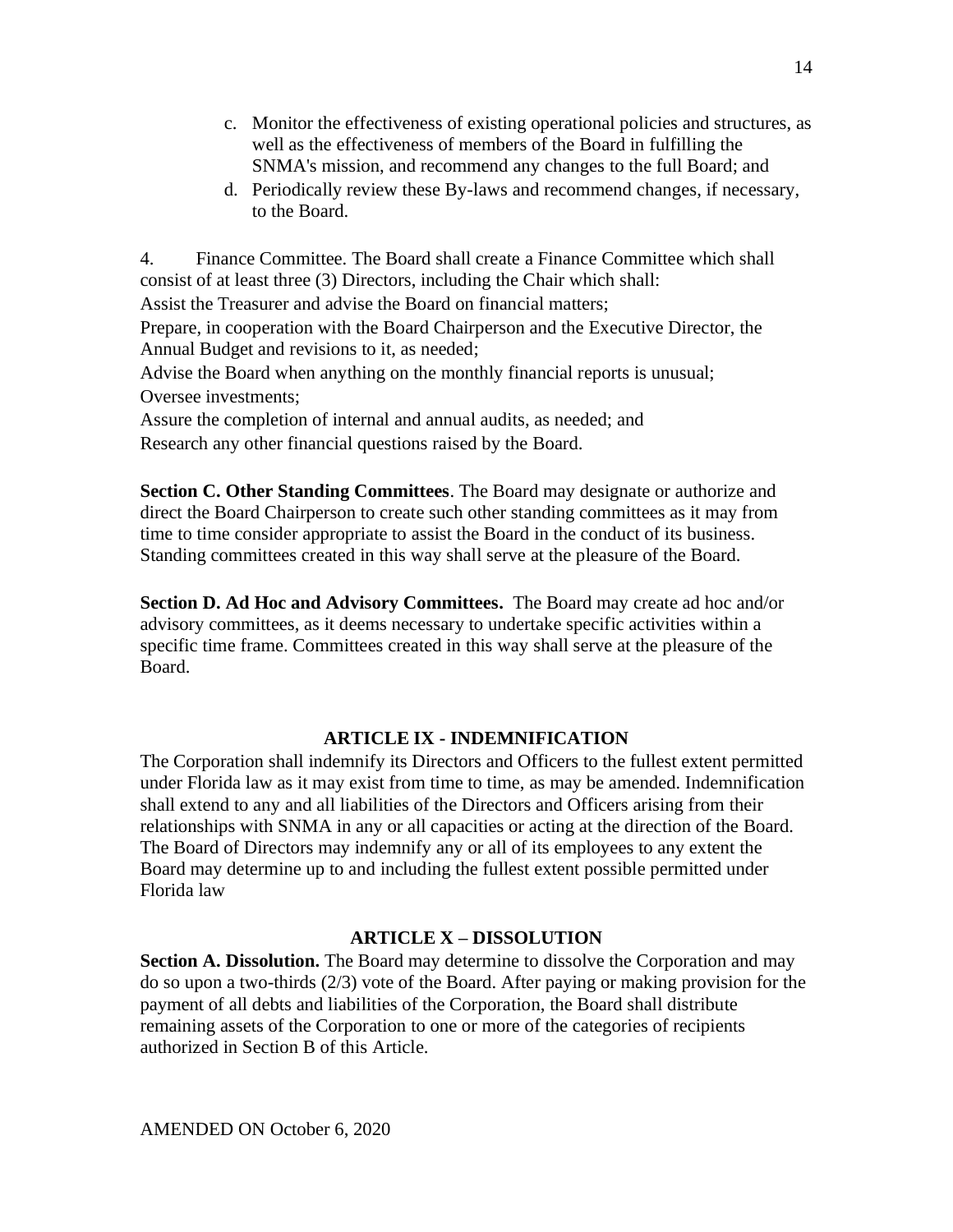c. Monitor the effectiveness of existing operational policies and structures, as well as the effectiveness of members of the Board in fulfilling the SNMA's mission, and recommend any changes to the full Board; and
d. Periodically review these By-laws and recommend changes, if necessary, to the Board.

4. Finance Committee. The Board shall create a Finance Committee which shall consist of at least three (3) Directors, including the Chair which shall:
Assist the Treasurer and advise the Board on financial matters;
Prepare, in cooperation with the Board Chairperson and the Executive Director, the Annual Budget and revisions to it, as needed;
Advise the Board when anything on the monthly financial reports is unusual;
Oversee investments;
Assure the completion of internal and annual audits, as needed; and
Research any other financial questions raised by the Board.

**Section C. Other Standing Committees**. The Board may designate or authorize and direct the Board Chairperson to create such other standing committees as it may from time to time consider appropriate to assist the Board in the conduct of its business. Standing committees created in this way shall serve at the pleasure of the Board.

**Section D. Ad Hoc and Advisory Committees.** The Board may create ad hoc and/or advisory committees, as it deems necessary to undertake specific activities within a specific time frame. Committees created in this way shall serve at the pleasure of the Board.

## ARTICLE IX - INDEMNIFICATION

The Corporation shall indemnify its Directors and Officers to the fullest extent permitted under Florida law as it may exist from time to time, as may be amended. Indemnification shall extend to any and all liabilities of the Directors and Officers arising from their relationships with SNMA in any or all capacities or acting at the direction of the Board. The Board of Directors may indemnify any or all of its employees to any extent the Board may determine up to and including the fullest extent possible permitted under Florida law

## ARTICLE X – DISSOLUTION

**Section A. Dissolution.** The Board may determine to dissolve the Corporation and may do so upon a two-thirds (2/3) vote of the Board. After paying or making provision for the payment of all debts and liabilities of the Corporation, the Board shall distribute remaining assets of the Corporation to one or more of the categories of recipients authorized in Section B of this Article.

AMENDED ON October 6, 2020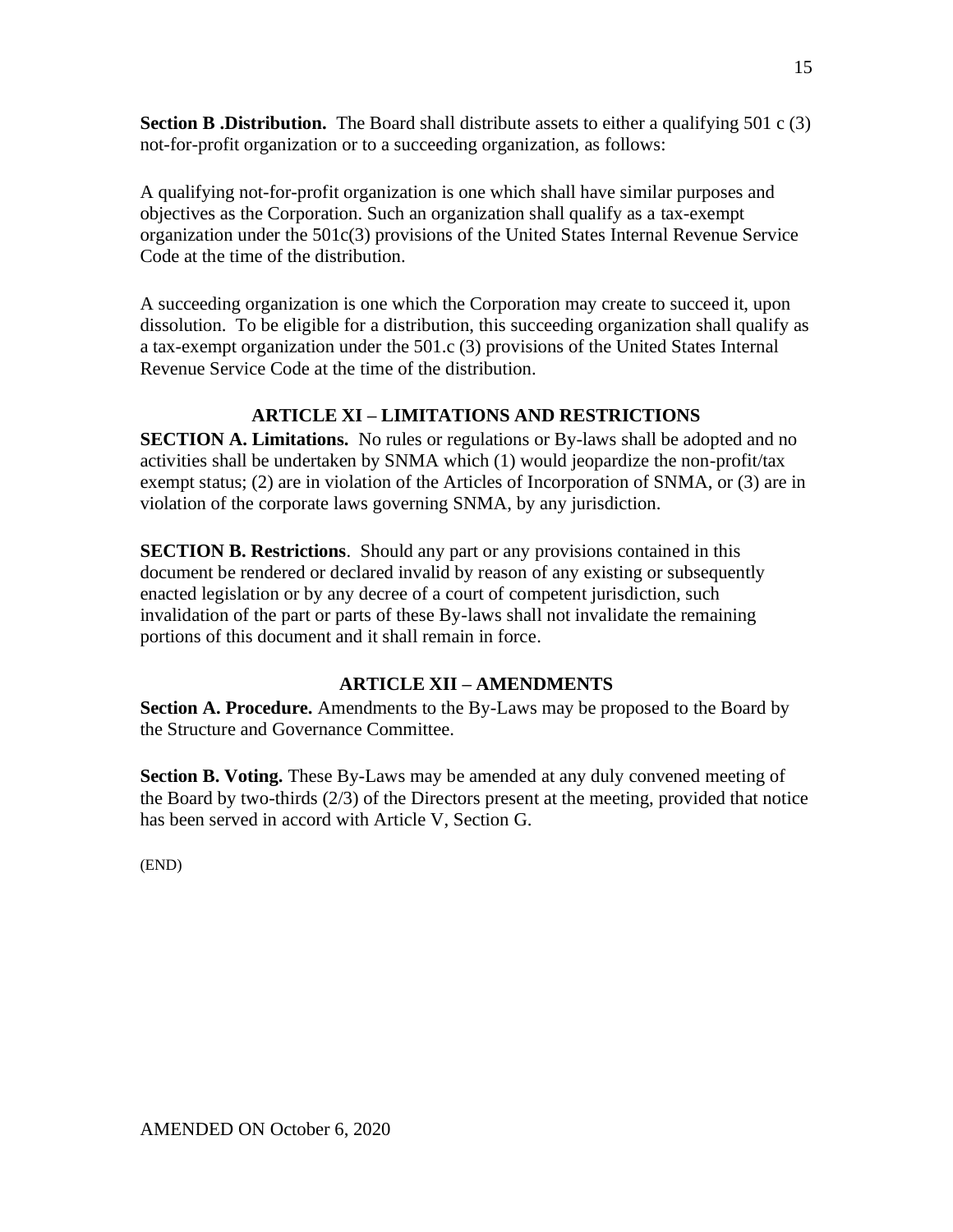**Section B .Distribution.** The Board shall distribute assets to either a qualifying 501 c (3) not-for-profit organization or to a succeeding organization, as follows:

A qualifying not-for-profit organization is one which shall have similar purposes and objectives as the Corporation. Such an organization shall qualify as a tax-exempt organization under the 501c(3) provisions of the United States Internal Revenue Service Code at the time of the distribution.

A succeeding organization is one which the Corporation may create to succeed it, upon dissolution. To be eligible for a distribution, this succeeding organization shall qualify as a tax-exempt organization under the 501.c (3) provisions of the United States Internal Revenue Service Code at the time of the distribution.

## ARTICLE XI – LIMITATIONS AND RESTRICTIONS

**SECTION A. Limitations.** No rules or regulations or By-laws shall be adopted and no activities shall be undertaken by SNMA which (1) would jeopardize the non-profit/tax exempt status; (2) are in violation of the Articles of Incorporation of SNMA, or (3) are in violation of the corporate laws governing SNMA, by any jurisdiction.

**SECTION B. Restrictions**. Should any part or any provisions contained in this document be rendered or declared invalid by reason of any existing or subsequently enacted legislation or by any decree of a court of competent jurisdiction, such invalidation of the part or parts of these By-laws shall not invalidate the remaining portions of this document and it shall remain in force.

## ARTICLE XII – AMENDMENTS

**Section A. Procedure.** Amendments to the By-Laws may be proposed to the Board by the Structure and Governance Committee.

**Section B. Voting.** These By-Laws may be amended at any duly convened meeting of the Board by two-thirds (2/3) of the Directors present at the meeting, provided that notice has been served in accord with Article V, Section G.

(END)

AMENDED ON October 6, 2020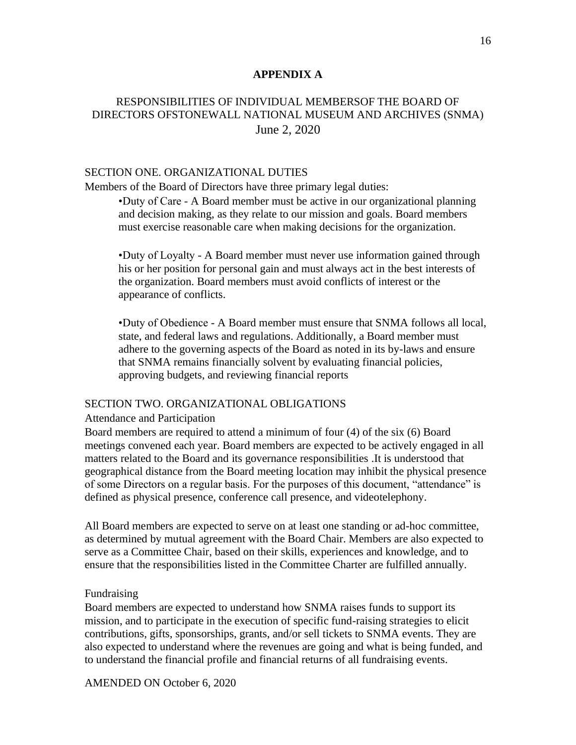**APPENDIX A**

RESPONSIBILITIES OF INDIVIDUAL MEMBERSOF THE BOARD OF DIRECTORS OFSTONEWALL NATIONAL MUSEUM AND ARCHIVES (SNMA)
June 2, 2020

SECTION ONE. ORGANIZATIONAL DUTIES

Members of the Board of Directors have three primary legal duties:

•Duty of Care - A Board member must be active in our organizational planning and decision making, as they relate to our mission and goals. Board members must exercise reasonable care when making decisions for the organization.

•Duty of Loyalty - A Board member must never use information gained through his or her position for personal gain and must always act in the best interests of the organization. Board members must avoid conflicts of interest or the appearance of conflicts.

•Duty of Obedience - A Board member must ensure that SNMA follows all local, state, and federal laws and regulations. Additionally, a Board member must adhere to the governing aspects of the Board as noted in its by-laws and ensure that SNMA remains financially solvent by evaluating financial policies, approving budgets, and reviewing financial reports

SECTION TWO. ORGANIZATIONAL OBLIGATIONS

Attendance and Participation

Board members are required to attend a minimum of four (4) of the six (6) Board meetings convened each year. Board members are expected to be actively engaged in all matters related to the Board and its governance responsibilities .It is understood that geographical distance from the Board meeting location may inhibit the physical presence of some Directors on a regular basis. For the purposes of this document, "attendance" is defined as physical presence, conference call presence, and videotelephony.

All Board members are expected to serve on at least one standing or ad-hoc committee, as determined by mutual agreement with the Board Chair. Members are also expected to serve as a Committee Chair, based on their skills, experiences and knowledge, and to ensure that the responsibilities listed in the Committee Charter are fulfilled annually.

Fundraising

Board members are expected to understand how SNMA raises funds to support its mission, and to participate in the execution of specific fund-raising strategies to elicit contributions, gifts, sponsorships, grants, and/or sell tickets to SNMA events. They are also expected to understand where the revenues are going and what is being funded, and to understand the financial profile and financial returns of all fundraising events.

AMENDED ON October 6, 2020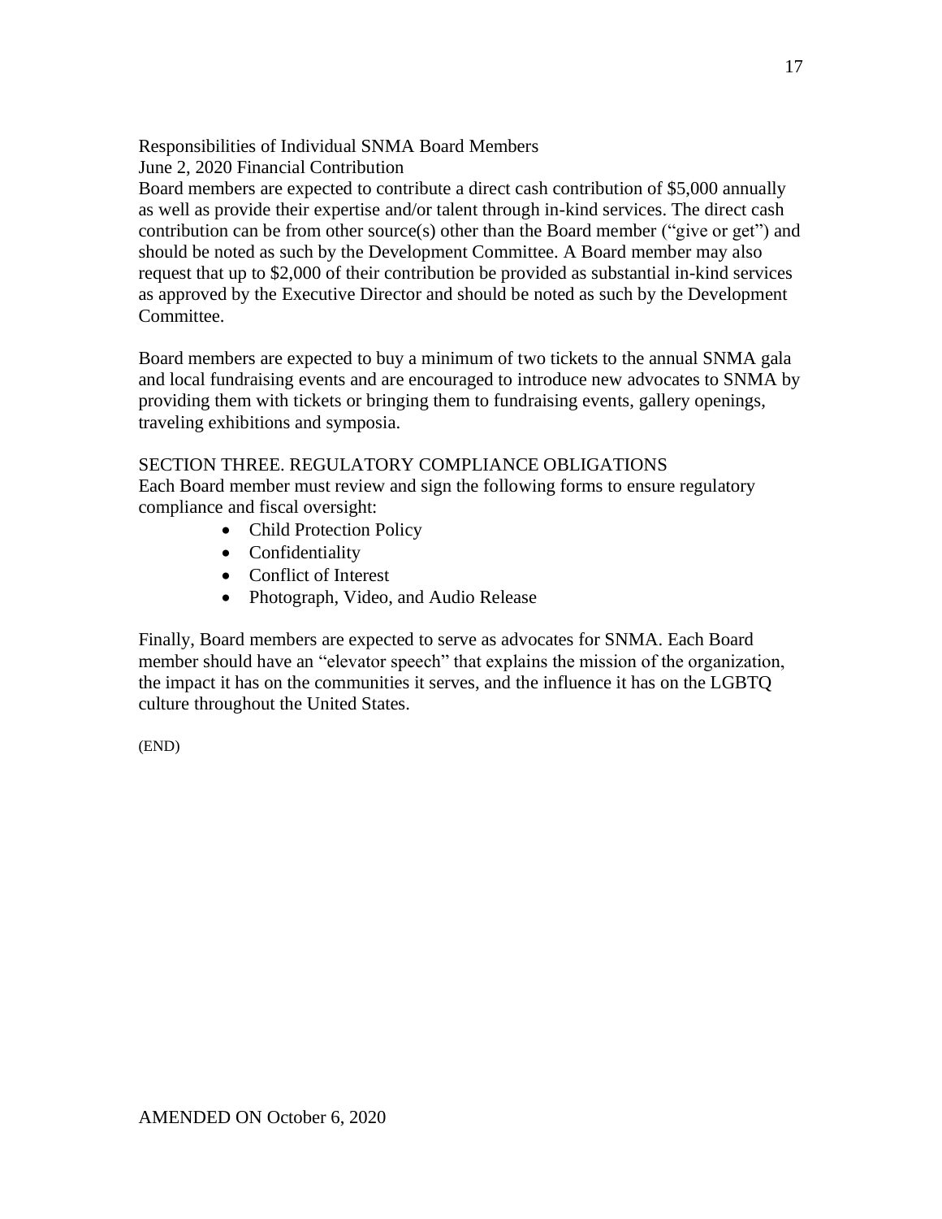Responsibilities of Individual SNMA Board Members
June 2, 2020 Financial Contribution

Board members are expected to contribute a direct cash contribution of $5,000 annually as well as provide their expertise and/or talent through in-kind services. The direct cash contribution can be from other source(s) other than the Board member ("give or get") and should be noted as such by the Development Committee. A Board member may also request that up to $2,000 of their contribution be provided as substantial in-kind services as approved by the Executive Director and should be noted as such by the Development Committee.

Board members are expected to buy a minimum of two tickets to the annual SNMA gala and local fundraising events and are encouraged to introduce new advocates to SNMA by providing them with tickets or bringing them to fundraising events, gallery openings, traveling exhibitions and symposia.

## SECTION THREE. REGULATORY COMPLIANCE OBLIGATIONS

Each Board member must review and sign the following forms to ensure regulatory compliance and fiscal oversight:

- Child Protection Policy
- Confidentiality
- Conflict of Interest
- Photograph, Video, and Audio Release

Finally, Board members are expected to serve as advocates for SNMA. Each Board member should have an "elevator speech" that explains the mission of the organization, the impact it has on the communities it serves, and the influence it has on the LGBTQ culture throughout the United States.

(END)

AMENDED ON October 6, 2020